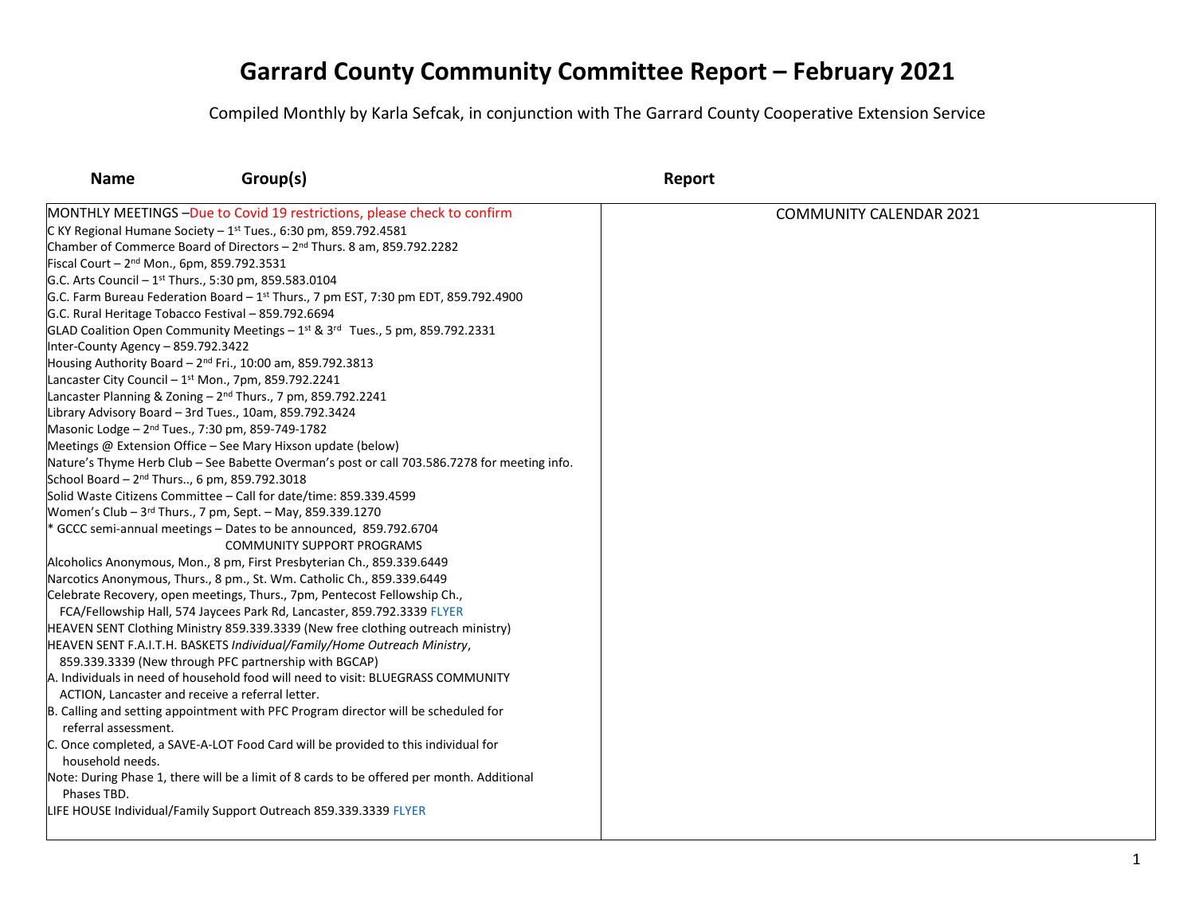# Garrard County Community Committee Report – February 2021

Compiled Monthly by Karla Sefcak, in conjunction with The Garrard County Cooperative Extension Service

| Name | Group(s) | Report |
|---|---|---|
| MONTHLY MEETINGS –Due to Covid 19 restrictions, please check to confirm<br>C KY Regional Humane Society – 1st Tues., 6:30 pm, 859.792.4581<br>Chamber of Commerce Board of Directors – 2nd Thurs. 8 am, 859.792.2282<br>Fiscal Court – 2nd Mon., 6pm, 859.792.3531<br>G.C. Arts Council – 1st Thurs., 5:30 pm, 859.583.0104<br>G.C. Farm Bureau Federation Board – 1st Thurs., 7 pm EST, 7:30 pm EDT, 859.792.4900<br>G.C. Rural Heritage Tobacco Festival – 859.792.6694<br>GLAD Coalition Open Community Meetings – 1st & 3rd Tues., 5 pm, 859.792.2331<br>Inter-County Agency – 859.792.3422<br>Housing Authority Board – 2nd Fri., 10:00 am, 859.792.3813<br>Lancaster City Council – 1st Mon., 7pm, 859.792.2241<br>Lancaster Planning & Zoning – 2nd Thurs., 7 pm, 859.792.2241<br>Library Advisory Board – 3rd Tues., 10am, 859.792.3424<br>Masonic Lodge – 2nd Tues., 7:30 pm, 859-749-1782<br>Meetings @ Extension Office – See Mary Hixson update (below)<br>Nature's Thyme Herb Club – See Babette Overman's post or call 703.586.7278 for meeting info.<br>School Board – 2nd Thurs.., 6 pm, 859.792.3018<br>Solid Waste Citizens Committee – Call for date/time: 859.339.4599<br>Women's Club – 3rd Thurs., 7 pm, Sept. – May, 859.339.1270<br>* GCCC semi-annual meetings – Dates to be announced, 859.792.6704<br>COMMUNITY SUPPORT PROGRAMS<br>Alcoholics Anonymous, Mon., 8 pm, First Presbyterian Ch., 859.339.6449<br>Narcotics Anonymous, Thurs., 8 pm., St. Wm. Catholic Ch., 859.339.6449<br>Celebrate Recovery, open meetings, Thurs., 7pm, Pentecost Fellowship Ch., FCA/Fellowship Hall, 574 Jaycees Park Rd, Lancaster, 859.792.3339 FLYER<br>HEAVEN SENT Clothing Ministry 859.339.3339 (New free clothing outreach ministry)<br>HEAVEN SENT F.A.I.T.H. BASKETS *Individual/Family/Home Outreach Ministry*, 859.339.3339 (New through PFC partnership with BGCAP)<br>A. Individuals in need of household food will need to visit: BLUEGRASS COMMUNITY ACTION, Lancaster and receive a referral letter.<br>B. Calling and setting appointment with PFC Program director will be scheduled for referral assessment.<br>C. Once completed, a SAVE-A-LOT Food Card will be provided to this individual for household needs.<br>Note: During Phase 1, there will be a limit of 8 cards to be offered per month. Additional Phases TBD.<br>LIFE HOUSE Individual/Family Support Outreach 859.339.3339 FLYER | | COMMUNITY CALENDAR 2021 |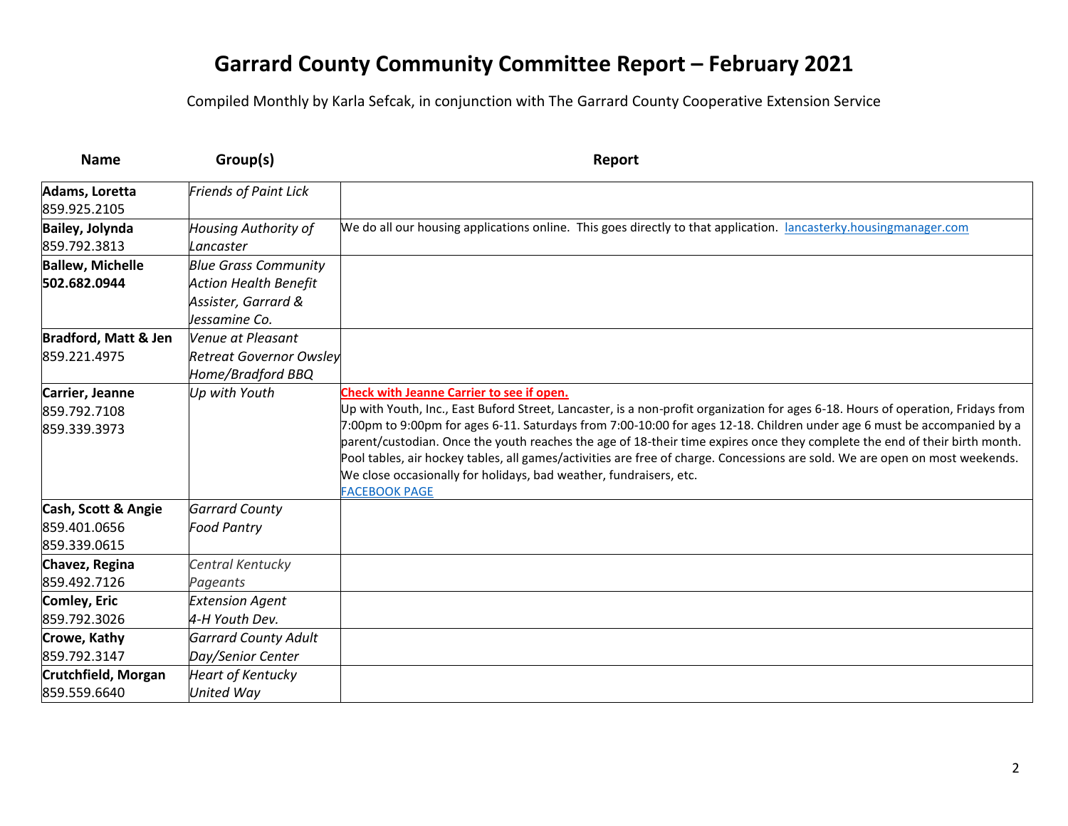# Garrard County Community Committee Report – February 2021

Compiled Monthly by Karla Sefcak, in conjunction with The Garrard County Cooperative Extension Service

| Name | Group(s) | Report |
|---|---|---|
| **Adams, Loretta**<br>859.925.2105 | *Friends of Paint Lick* | |
| **Bailey, Jolynda**<br>859.792.3813 | *Housing Authority of Lancaster* | We do all our housing applications online. This goes directly to that application. lancasterky.housingmanager.com |
| **Ballew, Michelle**<br>**502.682.0944** | *Blue Grass Community Action Health Benefit Assister, Garrard & Jessamine Co.* | |
| **Bradford, Matt & Jen**<br>859.221.4975 | *Venue at Pleasant Retreat Governor Owsley Home/Bradford BBQ* | |
| **Carrier, Jeanne**<br>859.792.7108<br>859.339.3973 | *Up with Youth* | **Check with Jeanne Carrier to see if open.**<br>Up with Youth, Inc., East Buford Street, Lancaster, is a non-profit organization for ages 6-18. Hours of operation, Fridays from 7:00pm to 9:00pm for ages 6-11. Saturdays from 7:00-10:00 for ages 12-18. Children under age 6 must be accompanied by a parent/custodian. Once the youth reaches the age of 18-their time expires once they complete the end of their birth month. Pool tables, air hockey tables, all games/activities are free of charge. Concessions are sold. We are open on most weekends. We close occasionally for holidays, bad weather, fundraisers, etc.<br>FACEBOOK PAGE |
| **Cash, Scott & Angie**<br>859.401.0656<br>859.339.0615 | *Garrard County Food Pantry* | |
| **Chavez, Regina**<br>859.492.7126 | *Central Kentucky Pageants* | |
| **Comley, Eric**<br>859.792.3026 | *Extension Agent 4-H Youth Dev.* | |
| **Crowe, Kathy**<br>859.792.3147 | *Garrard County Adult Day/Senior Center* | |
| **Crutchfield, Morgan**<br>859.559.6640 | *Heart of Kentucky United Way* | |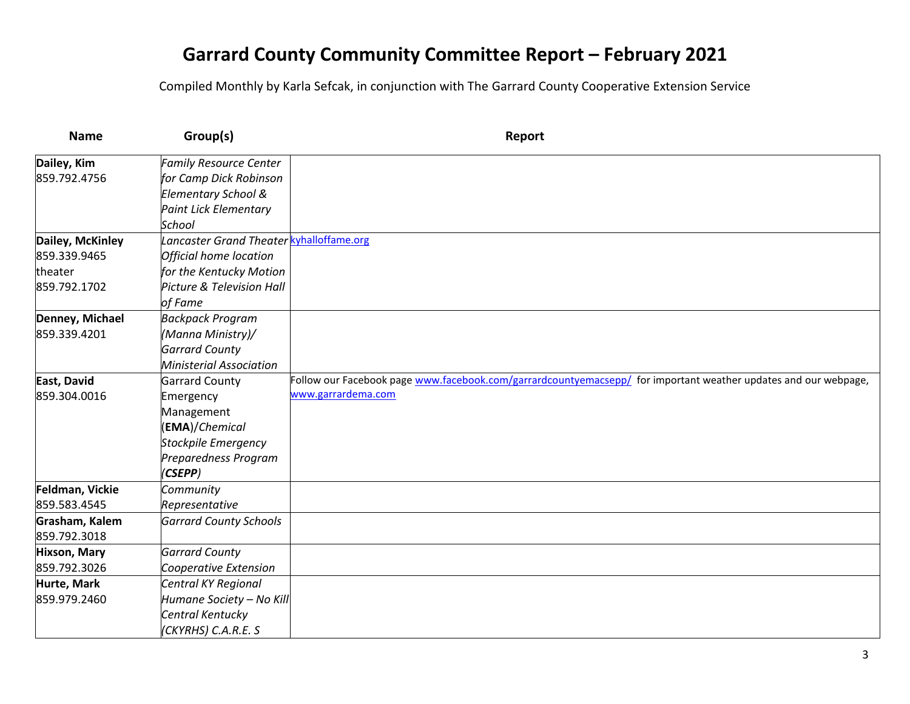# Garrard County Community Committee Report – February 2021

Compiled Monthly by Karla Sefcak, in conjunction with The Garrard County Cooperative Extension Service

| Name | Group(s) | Report |
|---|---|---|
| **Dailey, Kim**<br>859.792.4756 | *Family Resource Center for Camp Dick Robinson Elementary School & Paint Lick Elementary School* | |
| **Dailey, McKinley**<br>859.339.9465<br>theater<br>859.792.1702 | *Lancaster Grand Theater Official home location for the Kentucky Motion Picture & Television Hall of Fame* | kyhalloffame.org |
| **Denney, Michael**<br>859.339.4201 | *Backpack Program (Manna Ministry)/ Garrard County Ministerial Association* | |
| **East, David**<br>859.304.0016 | Garrard County Emergency Management (**EMA**)/*Chemical Stockpile Emergency Preparedness Program (**CSEPP**)* | Follow our Facebook page www.facebook.com/garrardcountyemacsepp/ for important weather updates and our webpage, www.garrardema.com |
| **Feldman, Vickie**<br>859.583.4545 | *Community Representative* | |
| **Grasham, Kalem**<br>859.792.3018 | *Garrard County Schools* | |
| **Hixson, Mary**<br>859.792.3026 | *Garrard County Cooperative Extension* | |
| **Hurte, Mark**<br>859.979.2460 | *Central KY Regional Humane Society – No Kill Central Kentucky (CKYRHS) C.A.R.E. S* | |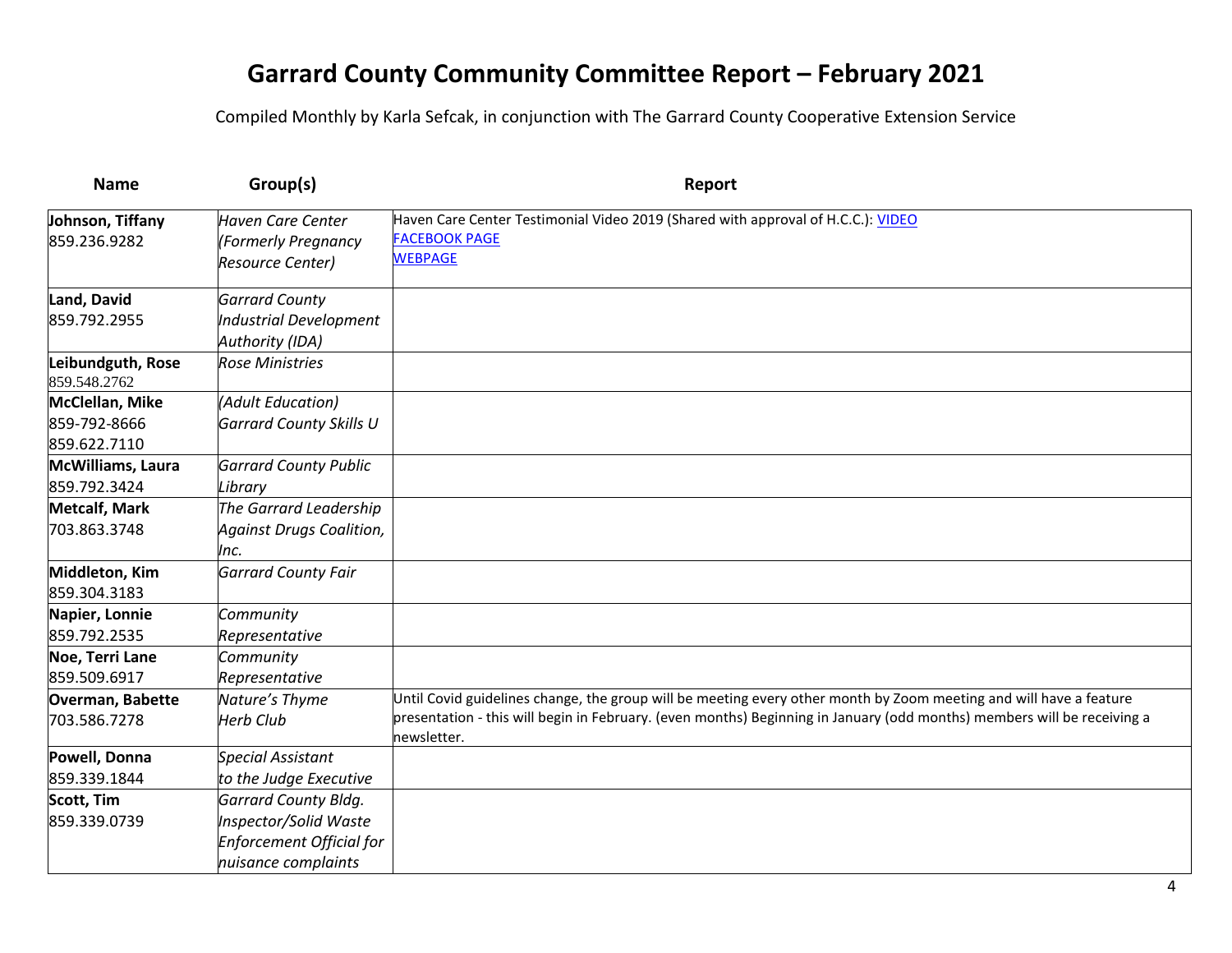# Garrard County Community Committee Report – February 2021

Compiled Monthly by Karla Sefcak, in conjunction with The Garrard County Cooperative Extension Service

| Name | Group(s) | Report |
|---|---|---|
| **Johnson, Tiffany**<br>859.236.9282 | *Haven Care Center (Formerly Pregnancy Resource Center)* | Haven Care Center Testimonial Video 2019 (Shared with approval of H.C.C.): VIDEO<br>FACEBOOK PAGE<br>WEBPAGE |
| **Land, David**<br>859.792.2955 | *Garrard County Industrial Development Authority (IDA)* | |
| **Leibundguth, Rose**<br>859.548.2762 | *Rose Ministries* | |
| **McClellan, Mike**<br>859-792-8666<br>859.622.7110 | *(Adult Education) Garrard County Skills U* | |
| **McWilliams, Laura**<br>859.792.3424 | *Garrard County Public Library* | |
| **Metcalf, Mark**<br>703.863.3748 | *The Garrard Leadership Against Drugs Coalition, Inc.* | |
| **Middleton, Kim**<br>859.304.3183 | *Garrard County Fair* | |
| **Napier, Lonnie**<br>859.792.2535 | *Community Representative* | |
| **Noe, Terri Lane**<br>859.509.6917 | *Community Representative* | |
| **Overman, Babette**<br>703.586.7278 | *Nature's Thyme Herb Club* | Until Covid guidelines change, the group will be meeting every other month by Zoom meeting and will have a feature presentation - this will begin in February. (even months) Beginning in January (odd months) members will be receiving a newsletter. |
| **Powell, Donna**<br>859.339.1844 | *Special Assistant to the Judge Executive* | |
| **Scott, Tim**<br>859.339.0739 | *Garrard County Bldg. Inspector/Solid Waste Enforcement Official for nuisance complaints* | |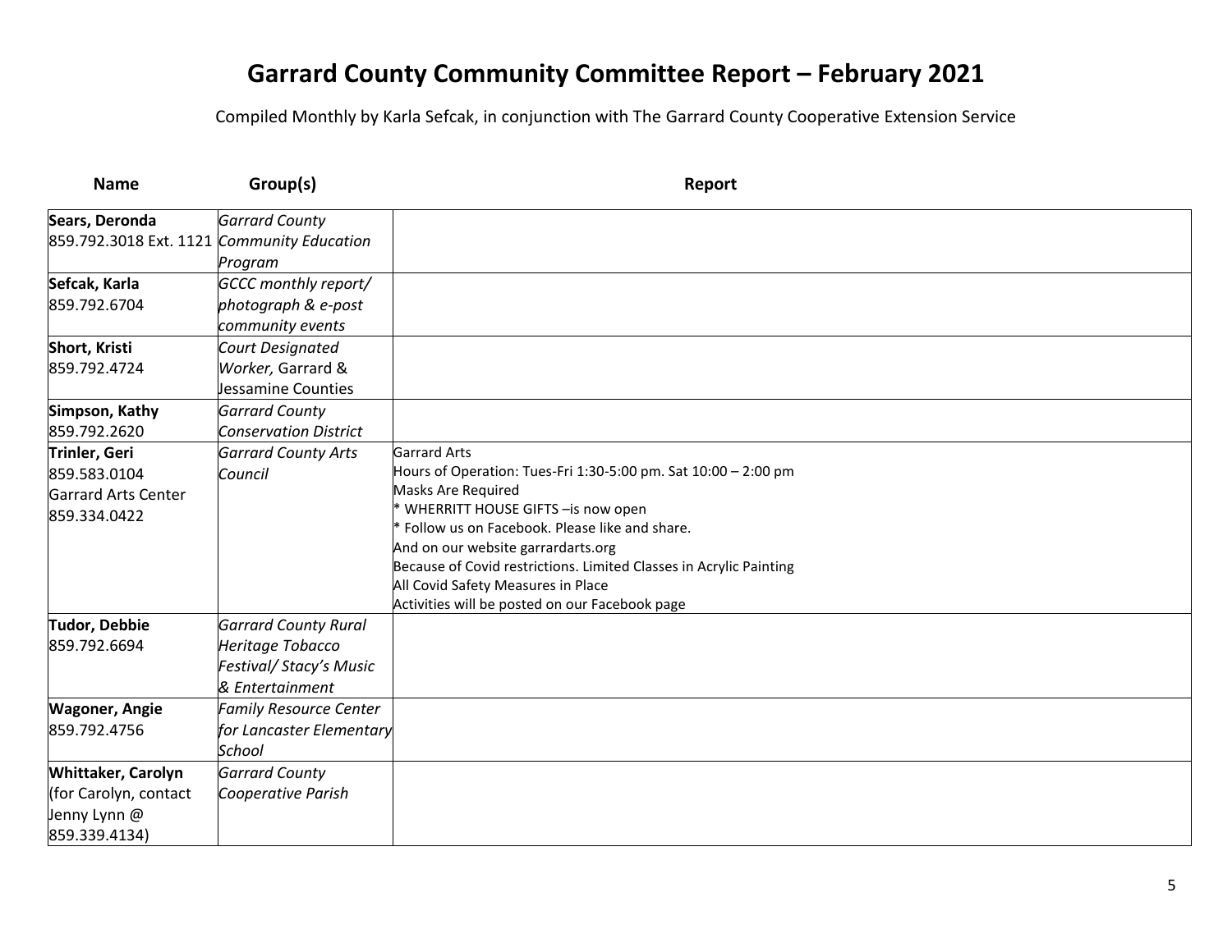# Garrard County Community Committee Report – February 2021

Compiled Monthly by Karla Sefcak, in conjunction with The Garrard County Cooperative Extension Service

| Name | Group(s) | Report |
| --- | --- | --- |
| **Sears, Deronda**<br>859.792.3018 Ext. 1121 | *Garrard County Community Education Program* | |
| **Sefcak, Karla**<br>859.792.6704 | *GCCC monthly report/ photograph & e-post community events* | |
| **Short, Kristi**<br>859.792.4724 | *Court Designated Worker,* Garrard & Jessamine Counties | |
| **Simpson, Kathy**<br>859.792.2620 | *Garrard County Conservation District* | |
| **Trinler, Geri**<br>859.583.0104<br>Garrard Arts Center<br>859.334.0422 | *Garrard County Arts Council* | Garrard Arts<br>Hours of Operation: Tues-Fri 1:30-5:00 pm. Sat 10:00 – 2:00 pm<br>Masks Are Required<br>* WHERRITT HOUSE GIFTS –is now open<br>* Follow us on Facebook. Please like and share.<br>And on our website garrardarts.org<br>Because of Covid restrictions. Limited Classes in Acrylic Painting<br>All Covid Safety Measures in Place<br>Activities will be posted on our Facebook page |
| **Tudor, Debbie**<br>859.792.6694 | *Garrard County Rural Heritage Tobacco Festival/ Stacy's Music & Entertainment* | |
| **Wagoner, Angie**<br>859.792.4756 | *Family Resource Center for Lancaster Elementary School* | |
| **Whittaker, Carolyn**<br>(for Carolyn, contact Jenny Lynn @ 859.339.4134) | *Garrard County Cooperative Parish* | |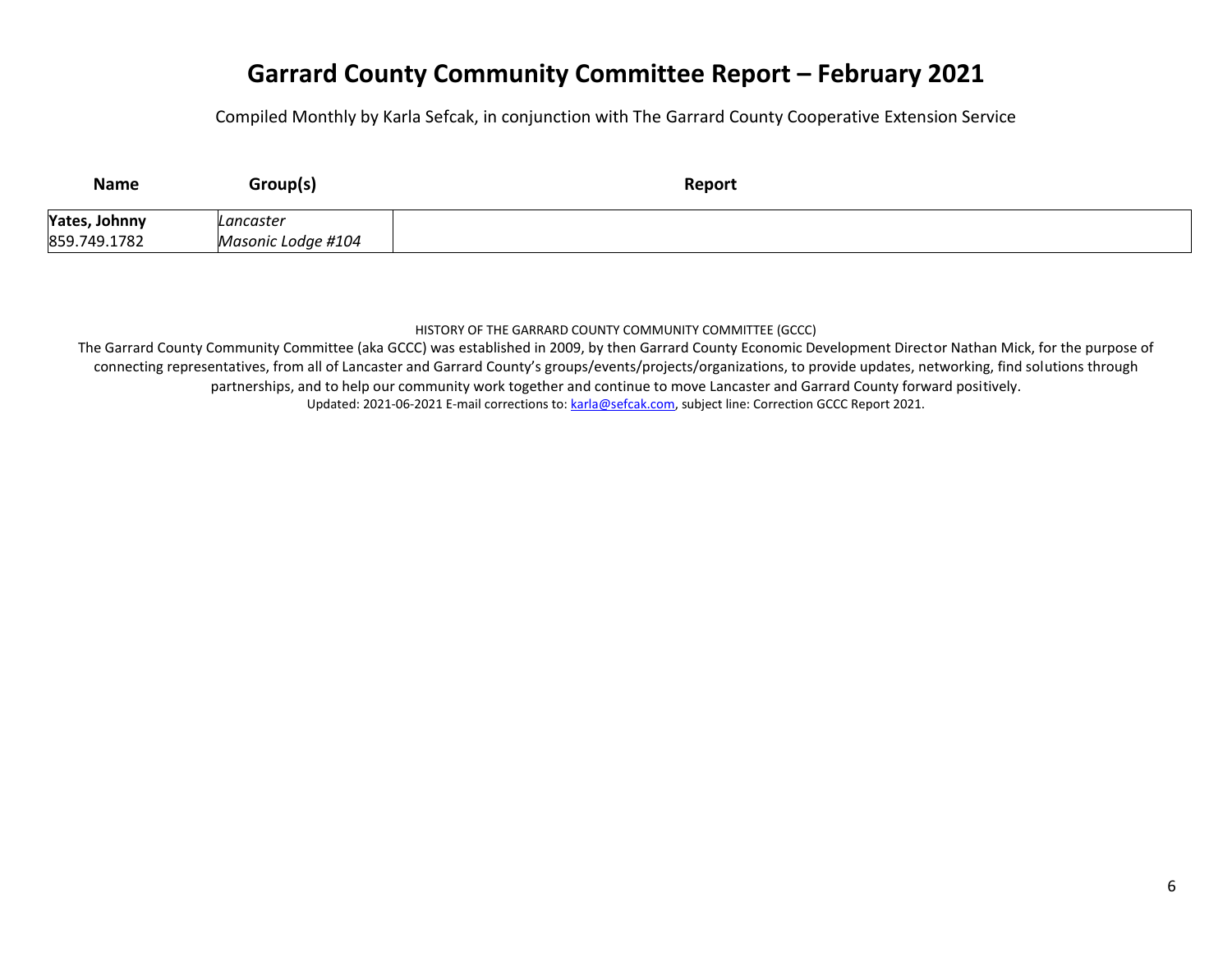# Garrard County Community Committee Report – February 2021

Compiled Monthly by Karla Sefcak, in conjunction with The Garrard County Cooperative Extension Service

| Name | Group(s) | Report |
| --- | --- | --- |
| **Yates, Johnny** 859.749.1782 | *Lancaster Masonic Lodge #104* | |

HISTORY OF THE GARRARD COUNTY COMMUNITY COMMITTEE (GCCC)

The Garrard County Community Committee (aka GCCC) was established in 2009, by then Garrard County Economic Development Director Nathan Mick, for the purpose of connecting representatives, from all of Lancaster and Garrard County's groups/events/projects/organizations, to provide updates, networking, find solutions through partnerships, and to help our community work together and continue to move Lancaster and Garrard County forward positively.

Updated: 2021-06-2021 E-mail corrections to: karla@sefcak.com, subject line: Correction GCCC Report 2021.